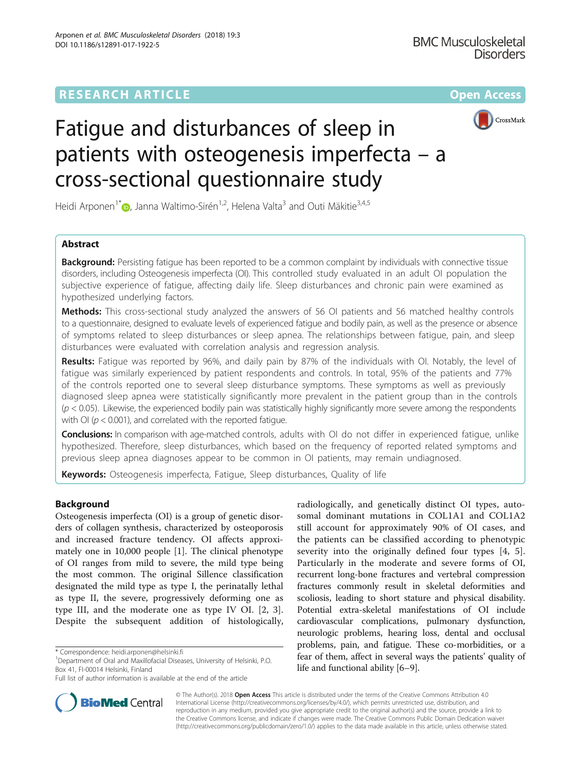RESEARCH ARTICLE

Open Access

# Fatigue and disturbances of sleep in patients with osteogenesis imperfecta – a cross-sectional questionnaire study

Heidi Arponen[1*], Janna Waltimo-Sirén[1,2], Helena Valta[3] and Outi Mäkitie[3,4,5]

## Abstract

**Background:** Persisting fatigue has been reported to be a common complaint by individuals with connective tissue disorders, including Osteogenesis imperfecta (OI). This controlled study evaluated in an adult OI population the subjective experience of fatigue, affecting daily life. Sleep disturbances and chronic pain were examined as hypothesized underlying factors.

**Methods:** This cross-sectional study analyzed the answers of 56 OI patients and 56 matched healthy controls to a questionnaire, designed to evaluate levels of experienced fatigue and bodily pain, as well as the presence or absence of symptoms related to sleep disturbances or sleep apnea. The relationships between fatigue, pain, and sleep disturbances were evaluated with correlation analysis and regression analysis.

**Results:** Fatigue was reported by 96%, and daily pain by 87% of the individuals with OI. Notably, the level of fatigue was similarly experienced by patient respondents and controls. In total, 95% of the patients and 77% of the controls reported one to several sleep disturbance symptoms. These symptoms as well as previously diagnosed sleep apnea were statistically significantly more prevalent in the patient group than in the controls ($p < 0.05$). Likewise, the experienced bodily pain was statistically highly significantly more severe among the respondents with OI ($p < 0.001$), and correlated with the reported fatigue.

**Conclusions:** In comparison with age-matched controls, adults with OI do not differ in experienced fatigue, unlike hypothesized. Therefore, sleep disturbances, which based on the frequency of reported related symptoms and previous sleep apnea diagnoses appear to be common in OI patients, may remain undiagnosed.

**Keywords:** Osteogenesis imperfecta, Fatigue, Sleep disturbances, Quality of life

## Background

Osteogenesis imperfecta (OI) is a group of genetic disorders of collagen synthesis, characterized by osteoporosis and increased fracture tendency. OI affects approximately one in 10,000 people [1]. The clinical phenotype of OI ranges from mild to severe, the mild type being the most common. The original Sillence classification designated the mild type as type I, the perinatally lethal as type II, the severe, progressively deforming one as type III, and the moderate one as type IV OI. [2, 3]. Despite the subsequent addition of histologically, radiologically, and genetically distinct OI types, autosomal dominant mutations in COL1A1 and COL1A2 still account for approximately 90% of OI cases, and the patients can be classified according to phenotypic severity into the originally defined four types [4, 5]. Particularly in the moderate and severe forms of OI, recurrent long-bone fractures and vertebral compression fractures commonly result in skeletal deformities and scoliosis, leading to short stature and physical disability. Potential extra-skeletal manifestations of OI include cardiovascular complications, pulmonary dysfunction, neurologic problems, hearing loss, dental and occlusal problems, pain, and fatigue. These co-morbidities, or a fear of them, affect in several ways the patients' quality of life and functional ability [6–9].

* Correspondence: heidi.arponen@helsinki.fi
[1]Department of Oral and Maxillofacial Diseases, University of Helsinki, P.O. Box 41, FI-00014 Helsinki, Finland
Full list of author information is available at the end of the article

© The Author(s). 2018 **Open Access** This article is distributed under the terms of the Creative Commons Attribution 4.0 International License (http://creativecommons.org/licenses/by/4.0/), which permits unrestricted use, distribution, and reproduction in any medium, provided you give appropriate credit to the original author(s) and the source, provide a link to the Creative Commons license, and indicate if changes were made. The Creative Commons Public Domain Dedication waiver (http://creativecommons.org/publicdomain/zero/1.0/) applies to the data made available in this article, unless otherwise stated.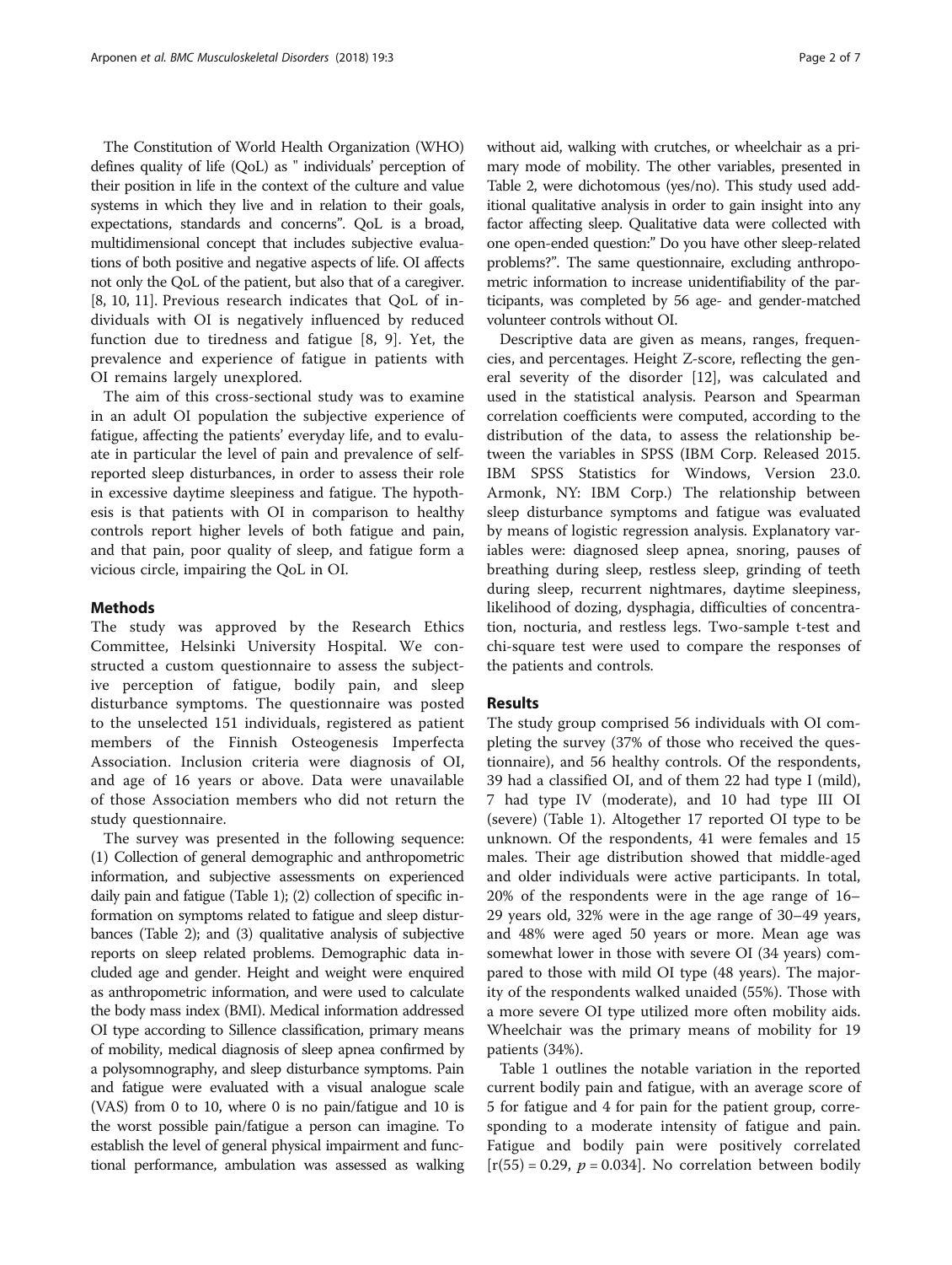The Constitution of World Health Organization (WHO) defines quality of life (QoL) as " individuals' perception of their position in life in the context of the culture and value systems in which they live and in relation to their goals, expectations, standards and concerns". QoL is a broad, multidimensional concept that includes subjective evaluations of both positive and negative aspects of life. OI affects not only the QoL of the patient, but also that of a caregiver. [8, 10, 11]. Previous research indicates that QoL of individuals with OI is negatively influenced by reduced function due to tiredness and fatigue [8, 9]. Yet, the prevalence and experience of fatigue in patients with OI remains largely unexplored.

The aim of this cross-sectional study was to examine in an adult OI population the subjective experience of fatigue, affecting the patients' everyday life, and to evaluate in particular the level of pain and prevalence of self-reported sleep disturbances, in order to assess their role in excessive daytime sleepiness and fatigue. The hypothesis is that patients with OI in comparison to healthy controls report higher levels of both fatigue and pain, and that pain, poor quality of sleep, and fatigue form a vicious circle, impairing the QoL in OI.

## Methods

The study was approved by the Research Ethics Committee, Helsinki University Hospital. We constructed a custom questionnaire to assess the subjective perception of fatigue, bodily pain, and sleep disturbance symptoms. The questionnaire was posted to the unselected 151 individuals, registered as patient members of the Finnish Osteogenesis Imperfecta Association. Inclusion criteria were diagnosis of OI, and age of 16 years or above. Data were unavailable of those Association members who did not return the study questionnaire.

The survey was presented in the following sequence: (1) Collection of general demographic and anthropometric information, and subjective assessments on experienced daily pain and fatigue (Table 1); (2) collection of specific information on symptoms related to fatigue and sleep disturbances (Table 2); and (3) qualitative analysis of subjective reports on sleep related problems. Demographic data included age and gender. Height and weight were enquired as anthropometric information, and were used to calculate the body mass index (BMI). Medical information addressed OI type according to Sillence classification, primary means of mobility, medical diagnosis of sleep apnea confirmed by a polysomnography, and sleep disturbance symptoms. Pain and fatigue were evaluated with a visual analogue scale (VAS) from 0 to 10, where 0 is no pain/fatigue and 10 is the worst possible pain/fatigue a person can imagine. To establish the level of general physical impairment and functional performance, ambulation was assessed as walking without aid, walking with crutches, or wheelchair as a primary mode of mobility. The other variables, presented in Table 2, were dichotomous (yes/no). This study used additional qualitative analysis in order to gain insight into any factor affecting sleep. Qualitative data were collected with one open-ended question:" Do you have other sleep-related problems?". The same questionnaire, excluding anthropometric information to increase unidentifiability of the participants, was completed by 56 age- and gender-matched volunteer controls without OI.

Descriptive data are given as means, ranges, frequencies, and percentages. Height Z-score, reflecting the general severity of the disorder [12], was calculated and used in the statistical analysis. Pearson and Spearman correlation coefficients were computed, according to the distribution of the data, to assess the relationship between the variables in SPSS (IBM Corp. Released 2015. IBM SPSS Statistics for Windows, Version 23.0. Armonk, NY: IBM Corp.) The relationship between sleep disturbance symptoms and fatigue was evaluated by means of logistic regression analysis. Explanatory variables were: diagnosed sleep apnea, snoring, pauses of breathing during sleep, restless sleep, grinding of teeth during sleep, recurrent nightmares, daytime sleepiness, likelihood of dozing, dysphagia, difficulties of concentration, nocturia, and restless legs. Two-sample t-test and chi-square test were used to compare the responses of the patients and controls.

## Results

The study group comprised 56 individuals with OI completing the survey (37% of those who received the questionnaire), and 56 healthy controls. Of the respondents, 39 had a classified OI, and of them 22 had type I (mild), 7 had type IV (moderate), and 10 had type III OI (severe) (Table 1). Altogether 17 reported OI type to be unknown. Of the respondents, 41 were females and 15 males. Their age distribution showed that middle-aged and older individuals were active participants. In total, 20% of the respondents were in the age range of 16–29 years old, 32% were in the age range of 30–49 years, and 48% were aged 50 years or more. Mean age was somewhat lower in those with severe OI (34 years) compared to those with mild OI type (48 years). The majority of the respondents walked unaided (55%). Those with a more severe OI type utilized more often mobility aids. Wheelchair was the primary means of mobility for 19 patients (34%).

Table 1 outlines the notable variation in the reported current bodily pain and fatigue, with an average score of 5 for fatigue and 4 for pain for the patient group, corresponding to a moderate intensity of fatigue and pain. Fatigue and bodily pain were positively correlated [$r(55) = 0.29$, $p = 0.034$]. No correlation between bodily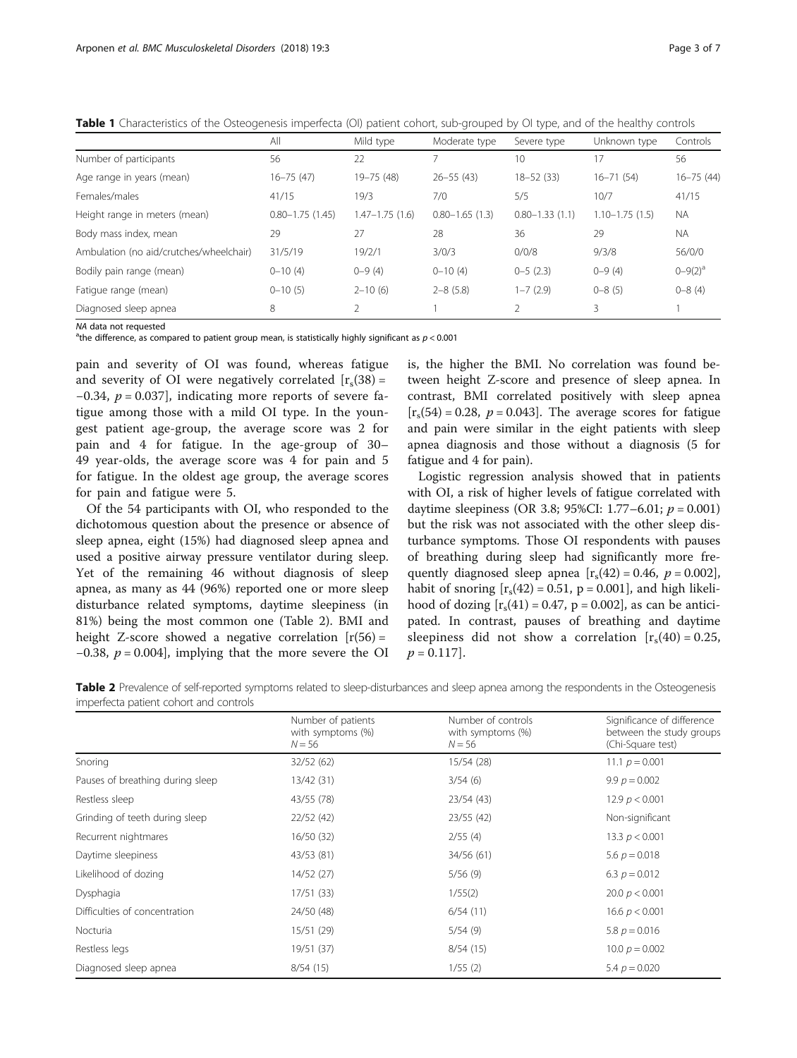**Table 1** Characteristics of the Osteogenesis imperfecta (OI) patient cohort, sub-grouped by OI type, and of the healthy controls

| | All | Mild type | Moderate type | Severe type | Unknown type | Controls |
|---|---|---|---|---|---|---|
| Number of participants | 56 | 22 | 7 | 10 | 17 | 56 |
| Age range in years (mean) | 16–75 (47) | 19–75 (48) | 26–55 (43) | 18–52 (33) | 16–71 (54) | 16–75 (44) |
| Females/males | 41/15 | 19/3 | 7/0 | 5/5 | 10/7 | 41/15 |
| Height range in meters (mean) | 0.80–1.75 (1.45) | 1.47–1.75 (1.6) | 0.80–1.65 (1.3) | 0.80–1.33 (1.1) | 1.10–1.75 (1.5) | NA |
| Body mass index, mean | 29 | 27 | 28 | 36 | 29 | NA |
| Ambulation (no aid/crutches/wheelchair) | 31/5/19 | 19/2/1 | 3/0/3 | 0/0/8 | 9/3/8 | 56/0/0 |
| Bodily pain range (mean) | 0–10 (4) | 0–9 (4) | 0–10 (4) | 0–5 (2.3) | 0–9 (4) | 0–9(2)[a] |
| Fatigue range (mean) | 0–10 (5) | 2–10 (6) | 2–8 (5.8) | 1–7 (2.9) | 0–8 (5) | 0–8 (4) |
| Diagnosed sleep apnea | 8 | 2 | 1 | 2 | 3 | 1 |

*NA* data not requested
[a]the difference, as compared to patient group mean, is statistically highly significant as $p < 0.001$

pain and severity of OI was found, whereas fatigue and severity of OI were negatively correlated [$r_s(38) = -0.34$, $p = 0.037$], indicating more reports of severe fatigue among those with a mild OI type. In the youngest patient age-group, the average score was 2 for pain and 4 for fatigue. In the age-group of 30–49 year-olds, the average score was 4 for pain and 5 for fatigue. In the oldest age group, the average scores for pain and fatigue were 5.

Of the 54 participants with OI, who responded to the dichotomous question about the presence or absence of sleep apnea, eight (15%) had diagnosed sleep apnea and used a positive airway pressure ventilator during sleep. Yet of the remaining 46 without diagnosis of sleep apnea, as many as 44 (96%) reported one or more sleep disturbance related symptoms, daytime sleepiness (in 81%) being the most common one (Table 2). BMI and height Z-score showed a negative correlation [$r(56) = -0.38$, $p = 0.004$], implying that the more severe the OI is, the higher the BMI. No correlation was found between height Z-score and presence of sleep apnea. In contrast, BMI correlated positively with sleep apnea [$r_s(54) = 0.28$, $p = 0.043$]. The average scores for fatigue and pain were similar in the eight patients with sleep apnea diagnosis and those without a diagnosis (5 for fatigue and 4 for pain).

Logistic regression analysis showed that in patients with OI, a risk of higher levels of fatigue correlated with daytime sleepiness (OR 3.8; 95%CI: 1.77–6.01; $p = 0.001$) but the risk was not associated with the other sleep disturbance symptoms. Those OI respondents with pauses of breathing during sleep had significantly more frequently diagnosed sleep apnea [$r_s(42) = 0.46$, $p = 0.002$], habit of snoring [$r_s(42) = 0.51$, $p = 0.001$], and high likelihood of dozing [$r_s(41) = 0.47$, $p = 0.002$], as can be anticipated. In contrast, pauses of breathing and daytime sleepiness did not show a correlation [$r_s(40) = 0.25$, $p = 0.117$].

**Table 2** Prevalence of self-reported symptoms related to sleep-disturbances and sleep apnea among the respondents in the Osteogenesis imperfecta patient cohort and controls

| | Number of patients with symptoms (%) $N = 56$ | Number of controls with symptoms (%) $N = 56$ | Significance of difference between the study groups (Chi-Square test) |
|---|---|---|---|
| Snoring | 32/52 (62) | 15/54 (28) | 11.1 $p = 0.001$ |
| Pauses of breathing during sleep | 13/42 (31) | 3/54 (6) | 9.9 $p = 0.002$ |
| Restless sleep | 43/55 (78) | 23/54 (43) | 12.9 $p < 0.001$ |
| Grinding of teeth during sleep | 22/52 (42) | 23/55 (42) | Non-significant |
| Recurrent nightmares | 16/50 (32) | 2/55 (4) | 13.3 $p < 0.001$ |
| Daytime sleepiness | 43/53 (81) | 34/56 (61) | 5.6 $p = 0.018$ |
| Likelihood of dozing | 14/52 (27) | 5/56 (9) | 6.3 $p = 0.012$ |
| Dysphagia | 17/51 (33) | 1/55(2) | 20.0 $p < 0.001$ |
| Difficulties of concentration | 24/50 (48) | 6/54 (11) | 16.6 $p < 0.001$ |
| Nocturia | 15/51 (29) | 5/54 (9) | 5.8 $p = 0.016$ |
| Restless legs | 19/51 (37) | 8/54 (15) | 10.0 $p = 0.002$ |
| Diagnosed sleep apnea | 8/54 (15) | 1/55 (2) | 5.4 $p = 0.020$ |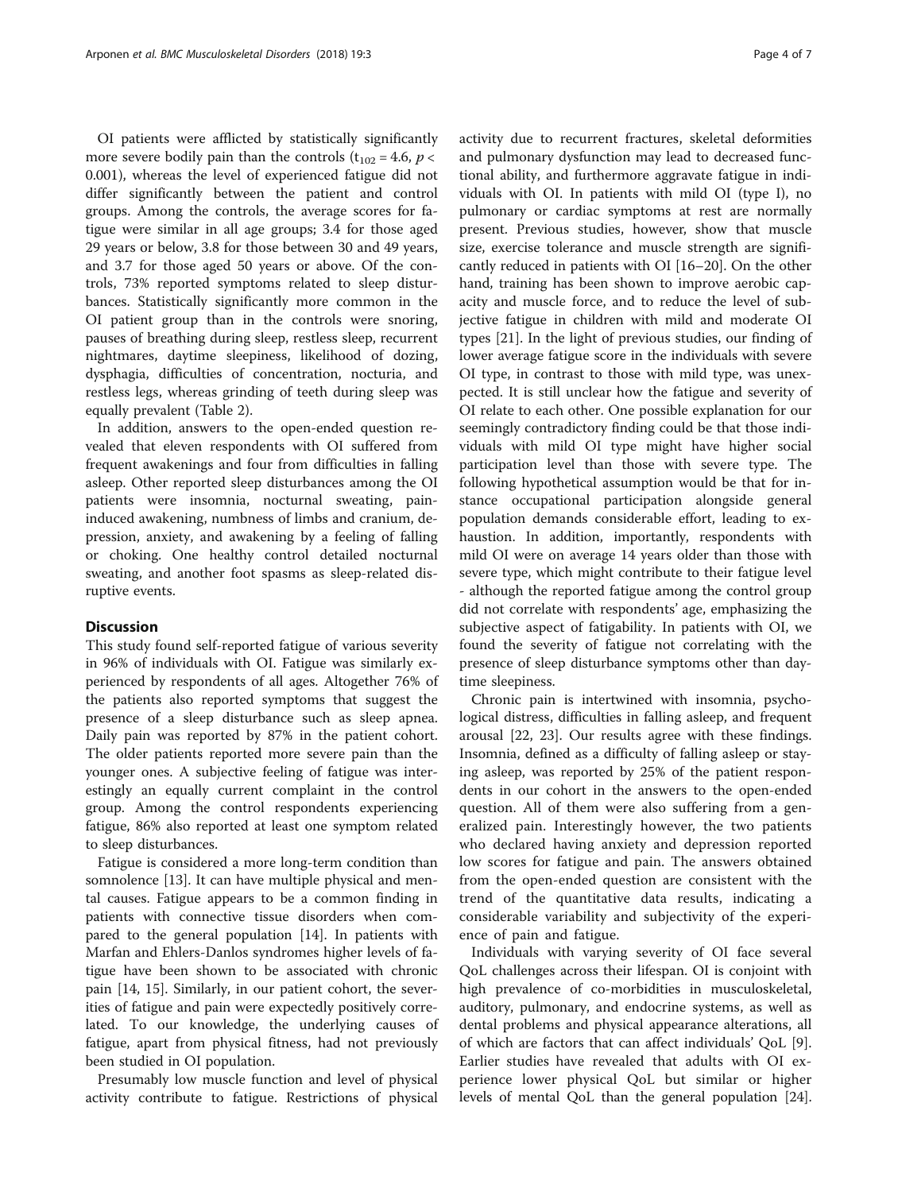OI patients were afflicted by statistically significantly more severe bodily pain than the controls ($t_{102} = 4.6$, $p < 0.001$), whereas the level of experienced fatigue did not differ significantly between the patient and control groups. Among the controls, the average scores for fatigue were similar in all age groups; 3.4 for those aged 29 years or below, 3.8 for those between 30 and 49 years, and 3.7 for those aged 50 years or above. Of the controls, 73% reported symptoms related to sleep disturbances. Statistically significantly more common in the OI patient group than in the controls were snoring, pauses of breathing during sleep, restless sleep, recurrent nightmares, daytime sleepiness, likelihood of dozing, dysphagia, difficulties of concentration, nocturia, and restless legs, whereas grinding of teeth during sleep was equally prevalent (Table 2).

In addition, answers to the open-ended question revealed that eleven respondents with OI suffered from frequent awakenings and four from difficulties in falling asleep. Other reported sleep disturbances among the OI patients were insomnia, nocturnal sweating, pain-induced awakening, numbness of limbs and cranium, depression, anxiety, and awakening by a feeling of falling or choking. One healthy control detailed nocturnal sweating, and another foot spasms as sleep-related disruptive events.

## Discussion

This study found self-reported fatigue of various severity in 96% of individuals with OI. Fatigue was similarly experienced by respondents of all ages. Altogether 76% of the patients also reported symptoms that suggest the presence of a sleep disturbance such as sleep apnea. Daily pain was reported by 87% in the patient cohort. The older patients reported more severe pain than the younger ones. A subjective feeling of fatigue was interestingly an equally current complaint in the control group. Among the control respondents experiencing fatigue, 86% also reported at least one symptom related to sleep disturbances.

Fatigue is considered a more long-term condition than somnolence [13]. It can have multiple physical and mental causes. Fatigue appears to be a common finding in patients with connective tissue disorders when compared to the general population [14]. In patients with Marfan and Ehlers-Danlos syndromes higher levels of fatigue have been shown to be associated with chronic pain [14, 15]. Similarly, in our patient cohort, the severities of fatigue and pain were expectedly positively correlated. To our knowledge, the underlying causes of fatigue, apart from physical fitness, had not previously been studied in OI population.

Presumably low muscle function and level of physical activity contribute to fatigue. Restrictions of physical activity due to recurrent fractures, skeletal deformities and pulmonary dysfunction may lead to decreased functional ability, and furthermore aggravate fatigue in individuals with OI. In patients with mild OI (type I), no pulmonary or cardiac symptoms at rest are normally present. Previous studies, however, show that muscle size, exercise tolerance and muscle strength are significantly reduced in patients with OI [16–20]. On the other hand, training has been shown to improve aerobic capacity and muscle force, and to reduce the level of subjective fatigue in children with mild and moderate OI types [21]. In the light of previous studies, our finding of lower average fatigue score in the individuals with severe OI type, in contrast to those with mild type, was unexpected. It is still unclear how the fatigue and severity of OI relate to each other. One possible explanation for our seemingly contradictory finding could be that those individuals with mild OI type might have higher social participation level than those with severe type. The following hypothetical assumption would be that for instance occupational participation alongside general population demands considerable effort, leading to exhaustion. In addition, importantly, respondents with mild OI were on average 14 years older than those with severe type, which might contribute to their fatigue level - although the reported fatigue among the control group did not correlate with respondents' age, emphasizing the subjective aspect of fatigability. In patients with OI, we found the severity of fatigue not correlating with the presence of sleep disturbance symptoms other than daytime sleepiness.

Chronic pain is intertwined with insomnia, psychological distress, difficulties in falling asleep, and frequent arousal [22, 23]. Our results agree with these findings. Insomnia, defined as a difficulty of falling asleep or staying asleep, was reported by 25% of the patient respondents in our cohort in the answers to the open-ended question. All of them were also suffering from a generalized pain. Interestingly however, the two patients who declared having anxiety and depression reported low scores for fatigue and pain. The answers obtained from the open-ended question are consistent with the trend of the quantitative data results, indicating a considerable variability and subjectivity of the experience of pain and fatigue.

Individuals with varying severity of OI face several QoL challenges across their lifespan. OI is conjoint with high prevalence of co-morbidities in musculoskeletal, auditory, pulmonary, and endocrine systems, as well as dental problems and physical appearance alterations, all of which are factors that can affect individuals' QoL [9]. Earlier studies have revealed that adults with OI experience lower physical QoL but similar or higher levels of mental QoL than the general population [24].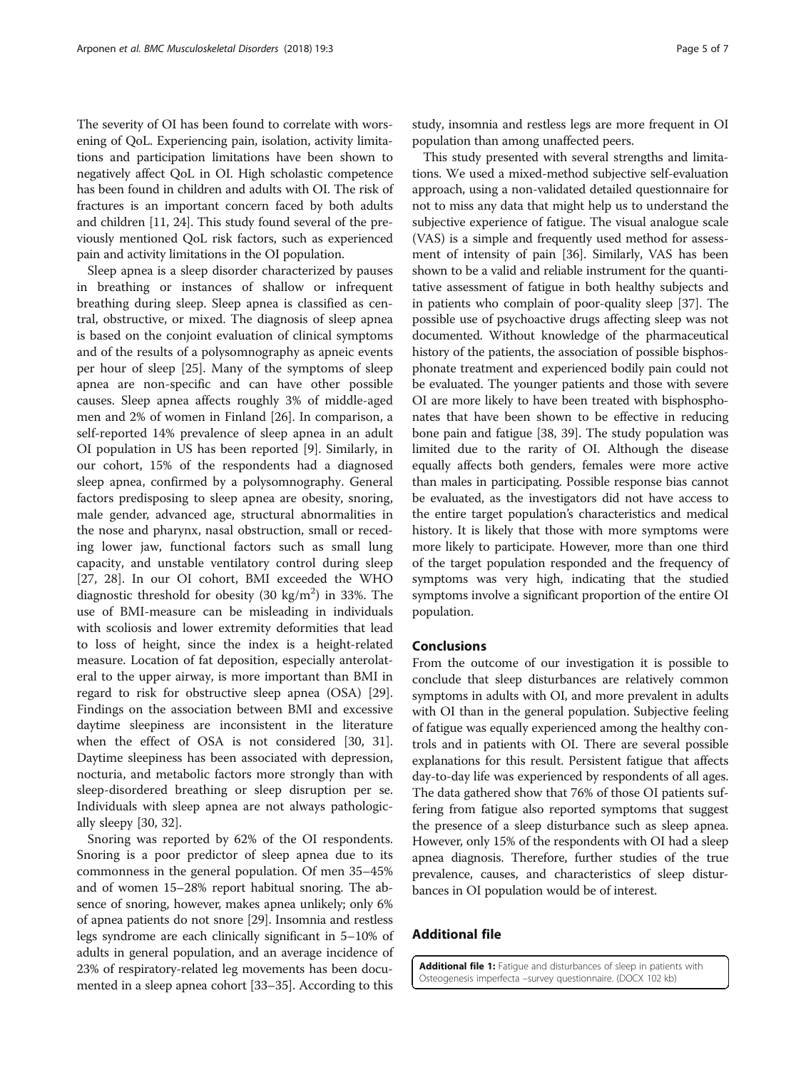The severity of OI has been found to correlate with worsening of QoL. Experiencing pain, isolation, activity limitations and participation limitations have been shown to negatively affect QoL in OI. High scholastic competence has been found in children and adults with OI. The risk of fractures is an important concern faced by both adults and children [11, 24]. This study found several of the previously mentioned QoL risk factors, such as experienced pain and activity limitations in the OI population.

Sleep apnea is a sleep disorder characterized by pauses in breathing or instances of shallow or infrequent breathing during sleep. Sleep apnea is classified as central, obstructive, or mixed. The diagnosis of sleep apnea is based on the conjoint evaluation of clinical symptoms and of the results of a polysomnography as apneic events per hour of sleep [25]. Many of the symptoms of sleep apnea are non-specific and can have other possible causes. Sleep apnea affects roughly 3% of middle-aged men and 2% of women in Finland [26]. In comparison, a self-reported 14% prevalence of sleep apnea in an adult OI population in US has been reported [9]. Similarly, in our cohort, 15% of the respondents had a diagnosed sleep apnea, confirmed by a polysomnography. General factors predisposing to sleep apnea are obesity, snoring, male gender, advanced age, structural abnormalities in the nose and pharynx, nasal obstruction, small or receding lower jaw, functional factors such as small lung capacity, and unstable ventilatory control during sleep [27, 28]. In our OI cohort, BMI exceeded the WHO diagnostic threshold for obesity (30 kg/m$^2$) in 33%. The use of BMI-measure can be misleading in individuals with scoliosis and lower extremity deformities that lead to loss of height, since the index is a height-related measure. Location of fat deposition, especially anterolateral to the upper airway, is more important than BMI in regard to risk for obstructive sleep apnea (OSA) [29]. Findings on the association between BMI and excessive daytime sleepiness are inconsistent in the literature when the effect of OSA is not considered [30, 31]. Daytime sleepiness has been associated with depression, nocturia, and metabolic factors more strongly than with sleep-disordered breathing or sleep disruption per se. Individuals with sleep apnea are not always pathologically sleepy [30, 32].

Snoring was reported by 62% of the OI respondents. Snoring is a poor predictor of sleep apnea due to its commonness in the general population. Of men 35–45% and of women 15–28% report habitual snoring. The absence of snoring, however, makes apnea unlikely; only 6% of apnea patients do not snore [29]. Insomnia and restless legs syndrome are each clinically significant in 5–10% of adults in general population, and an average incidence of 23% of respiratory-related leg movements has been documented in a sleep apnea cohort [33–35]. According to this study, insomnia and restless legs are more frequent in OI population than among unaffected peers.

This study presented with several strengths and limitations. We used a mixed-method subjective self-evaluation approach, using a non-validated detailed questionnaire for not to miss any data that might help us to understand the subjective experience of fatigue. The visual analogue scale (VAS) is a simple and frequently used method for assessment of intensity of pain [36]. Similarly, VAS has been shown to be a valid and reliable instrument for the quantitative assessment of fatigue in both healthy subjects and in patients who complain of poor-quality sleep [37]. The possible use of psychoactive drugs affecting sleep was not documented. Without knowledge of the pharmaceutical history of the patients, the association of possible bisphosphonate treatment and experienced bodily pain could not be evaluated. The younger patients and those with severe OI are more likely to have been treated with bisphosphonates that have been shown to be effective in reducing bone pain and fatigue [38, 39]. The study population was limited due to the rarity of OI. Although the disease equally affects both genders, females were more active than males in participating. Possible response bias cannot be evaluated, as the investigators did not have access to the entire target population's characteristics and medical history. It is likely that those with more symptoms were more likely to participate. However, more than one third of the target population responded and the frequency of symptoms was very high, indicating that the studied symptoms involve a significant proportion of the entire OI population.

## Conclusions

From the outcome of our investigation it is possible to conclude that sleep disturbances are relatively common symptoms in adults with OI, and more prevalent in adults with OI than in the general population. Subjective feeling of fatigue was equally experienced among the healthy controls and in patients with OI. There are several possible explanations for this result. Persistent fatigue that affects day-to-day life was experienced by respondents of all ages. The data gathered show that 76% of those OI patients suffering from fatigue also reported symptoms that suggest the presence of a sleep disturbance such as sleep apnea. However, only 15% of the respondents with OI had a sleep apnea diagnosis. Therefore, further studies of the true prevalence, causes, and characteristics of sleep disturbances in OI population would be of interest.

## Additional file

**Additional file 1:** Fatigue and disturbances of sleep in patients with Osteogenesis imperfecta –survey questionnaire. (DOCX 102 kb)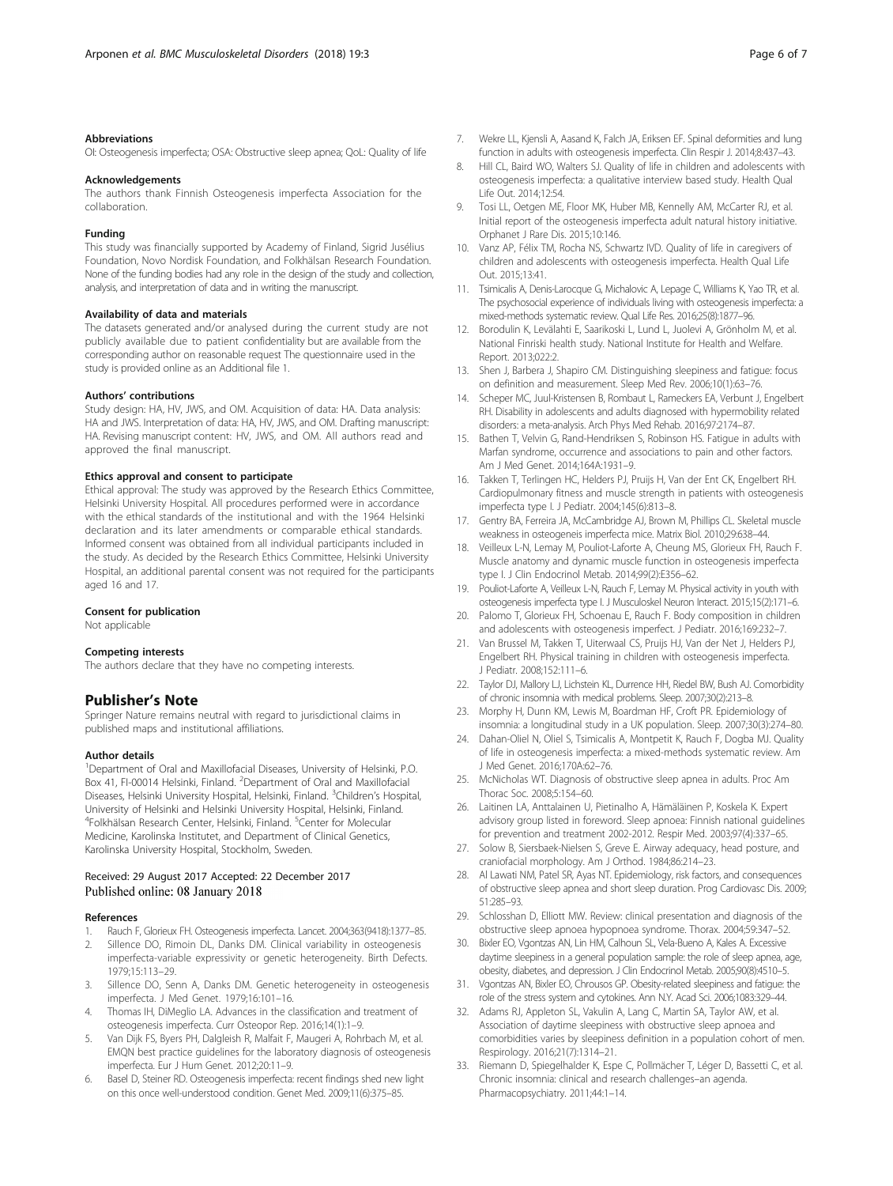### Abbreviations

OI: Osteogenesis imperfecta; OSA: Obstructive sleep apnea; QoL: Quality of life

### Acknowledgements

The authors thank Finnish Osteogenesis imperfecta Association for the collaboration.

### Funding

This study was financially supported by Academy of Finland, Sigrid Jusélius Foundation, Novo Nordisk Foundation, and Folkhälsan Research Foundation. None of the funding bodies had any role in the design of the study and collection, analysis, and interpretation of data and in writing the manuscript.

### Availability of data and materials

The datasets generated and/or analysed during the current study are not publicly available due to patient confidentiality but are available from the corresponding author on reasonable request The questionnaire used in the study is provided online as an Additional file 1.

### Authors' contributions

Study design: HA, HV, JWS, and OM. Acquisition of data: HA. Data analysis: HA and JWS. Interpretation of data: HA, HV, JWS, and OM. Drafting manuscript: HA. Revising manuscript content: HV, JWS, and OM. All authors read and approved the final manuscript.

### Ethics approval and consent to participate

Ethical approval: The study was approved by the Research Ethics Committee, Helsinki University Hospital. All procedures performed were in accordance with the ethical standards of the institutional and with the 1964 Helsinki declaration and its later amendments or comparable ethical standards. Informed consent was obtained from all individual participants included in the study. As decided by the Research Ethics Committee, Helsinki University Hospital, an additional parental consent was not required for the participants aged 16 and 17.

### Consent for publication

Not applicable

### Competing interests

The authors declare that they have no competing interests.

## Publisher's Note

Springer Nature remains neutral with regard to jurisdictional claims in published maps and institutional affiliations.

### Author details

[1]Department of Oral and Maxillofacial Diseases, University of Helsinki, P.O. Box 41, FI-00014 Helsinki, Finland. [2]Department of Oral and Maxillofacial Diseases, Helsinki University Hospital, Helsinki, Finland. [3]Children's Hospital, University of Helsinki and Helsinki University Hospital, Helsinki, Finland. [4]Folkhälsan Research Center, Helsinki, Finland. [5]Center for Molecular Medicine, Karolinska Institutet, and Department of Clinical Genetics, Karolinska University Hospital, Stockholm, Sweden.

Received: 29 August 2017 Accepted: 22 December 2017
Published online: 08 January 2018

### References

1. Rauch F, Glorieux FH. Osteogenesis imperfecta. Lancet. 2004;363(9418):1377–85.
2. Sillence DO, Rimoin DL, Danks DM. Clinical variability in osteogenesis imperfecta-variable expressivity or genetic heterogeneity. Birth Defects. 1979;15:113–29.
3. Sillence DO, Senn A, Danks DM. Genetic heterogeneity in osteogenesis imperfecta. J Med Genet. 1979;16:101–16.
4. Thomas IH, DiMeglio LA. Advances in the classification and treatment of osteogenesis imperfecta. Curr Osteopor Rep. 2016;14(1):1–9.
5. Van Dijk FS, Byers PH, Dalgleish R, Malfait F, Maugeri A, Rohrbach M, et al. EMQN best practice guidelines for the laboratory diagnosis of osteogenesis imperfecta. Eur J Hum Genet. 2012;20:11–9.
6. Basel D, Steiner RD. Osteogenesis imperfecta: recent findings shed new light on this once well-understood condition. Genet Med. 2009;11(6):375–85.
7. Wekre LL, Kjensli A, Aasand K, Falch JA, Eriksen EF. Spinal deformities and lung function in adults with osteogenesis imperfecta. Clin Respir J. 2014;8:437–43.
8. Hill CL, Baird WO, Walters SJ. Quality of life in children and adolescents with osteogenesis imperfecta: a qualitative interview based study. Health Qual Life Out. 2014;12:54.
9. Tosi LL, Oetgen ME, Floor MK, Huber MB, Kennelly AM, McCarter RJ, et al. Initial report of the osteogenesis imperfecta adult natural history initiative. Orphanet J Rare Dis. 2015;10:146.
10. Vanz AP, Félix TM, Rocha NS, Schwartz IVD. Quality of life in caregivers of children and adolescents with osteogenesis imperfecta. Health Qual Life Out. 2015;13:41.
11. Tsimicalis A, Denis-Larocque G, Michalovic A, Lepage C, Williams K, Yao TR, et al. The psychosocial experience of individuals living with osteogenesis imperfecta: a mixed-methods systematic review. Qual Life Res. 2016;25(8):1877–96.
12. Borodulin K, Levälahti E, Saarikoski L, Lund L, Juolevi A, Grönholm M, et al. National Finriski health study. National Institute for Health and Welfare. Report. 2013;022:2.
13. Shen J, Barbera J, Shapiro CM. Distinguishing sleepiness and fatigue: focus on definition and measurement. Sleep Med Rev. 2006;10(1):63–76.
14. Scheper MC, Juul-Kristensen B, Rombaut L, Rameckers EA, Verbunt J, Engelbert RH. Disability in adolescents and adults diagnosed with hypermobility related disorders: a meta-analysis. Arch Phys Med Rehab. 2016;97:2174–87.
15. Bathen T, Velvin G, Rand-Hendriksen S, Robinson HS. Fatigue in adults with Marfan syndrome, occurrence and associations to pain and other factors. Am J Med Genet. 2014;164A:1931–9.
16. Takken T, Terlingen HC, Helders PJ, Pruijs H, Van der Ent CK, Engelbert RH. Cardiopulmonary fitness and muscle strength in patients with osteogenesis imperfecta type I. J Pediatr. 2004;145(6):813–8.
17. Gentry BA, Ferreira JA, McCambridge AJ, Brown M, Phillips CL. Skeletal muscle weakness in osteogeneis imperfecta mice. Matrix Biol. 2010;29:638–44.
18. Veilleux L-N, Lemay M, Pouliot-Laforte A, Cheung MS, Glorieux FH, Rauch F. Muscle anatomy and dynamic muscle function in osteogenesis imperfecta type I. J Clin Endocrinol Metab. 2014;99(2):E356–62.
19. Pouliot-Laforte A, Veilleux L-N, Rauch F, Lemay M. Physical activity in youth with osteogenesis imperfecta type I. J Musculoskel Neuron Interact. 2015;15(2):171–6.
20. Palomo T, Glorieux FH, Schoenau E, Rauch F. Body composition in children and adolescents with osteogenesis imperfect. J Pediatr. 2016;169:232–7.
21. Van Brussel M, Takken T, Uiterwaal CS, Pruijs HJ, Van der Net J, Helders PJ, Engelbert RH. Physical training in children with osteogenesis imperfecta. J Pediatr. 2008;152:111–6.
22. Taylor DJ, Mallory LJ, Lichstein KL, Durrence HH, Riedel BW, Bush AJ. Comorbidity of chronic insomnia with medical problems. Sleep. 2007;30(2):213–8.
23. Morphy H, Dunn KM, Lewis M, Boardman HF, Croft PR. Epidemiology of insomnia: a longitudinal study in a UK population. Sleep. 2007;30(3):274–80.
24. Dahan-Oliel N, Oliel S, Tsimicalis A, Montpetit K, Rauch F, Dogba MJ. Quality of life in osteogenesis imperfecta: a mixed-methods systematic review. Am J Med Genet. 2016;170A:62–76.
25. McNicholas WT. Diagnosis of obstructive sleep apnea in adults. Proc Am Thorac Soc. 2008;5:154–60.
26. Laitinen LA, Anttalainen U, Pietinalho A, Hämäläinen P, Koskela K. Expert advisory group listed in foreword. Sleep apnoea: Finnish national guidelines for prevention and treatment 2002-2012. Respir Med. 2003;97(4):337–65.
27. Solow B, Siersbaek-Nielsen S, Greve E. Airway adequacy, head posture, and craniofacial morphology. Am J Orthod. 1984;86:214–23.
28. Al Lawati NM, Patel SR, Ayas NT. Epidemiology, risk factors, and consequences of obstructive sleep apnea and short sleep duration. Prog Cardiovasc Dis. 2009;51:285–93.
29. Schlosshan D, Elliott MW. Review: clinical presentation and diagnosis of the obstructive sleep apnoea hypopnoea syndrome. Thorax. 2004;59:347–52.
30. Bixler EO, Vgontzas AN, Lin HM, Calhoun SL, Vela-Bueno A, Kales A. Excessive daytime sleepiness in a general population sample: the role of sleep apnea, age, obesity, diabetes, and depression. J Clin Endocrinol Metab. 2005;90(8):4510–5.
31. Vgontzas AN, Bixler EO, Chrousos GP. Obesity-related sleepiness and fatigue: the role of the stress system and cytokines. Ann N.Y. Acad Sci. 2006;1083:329–44.
32. Adams RJ, Appleton SL, Vakulin A, Lang C, Martin SA, Taylor AW, et al. Association of daytime sleepiness with obstructive sleep apnoea and comorbidities varies by sleepiness definition in a population cohort of men. Respirology. 2016;21(7):1314–21.
33. Riemann D, Spiegelhalder K, Espe C, Pollmächer T, Léger D, Bassetti C, et al. Chronic insomnia: clinical and research challenges–an agenda. Pharmacopsychiatry. 2011;44:1–14.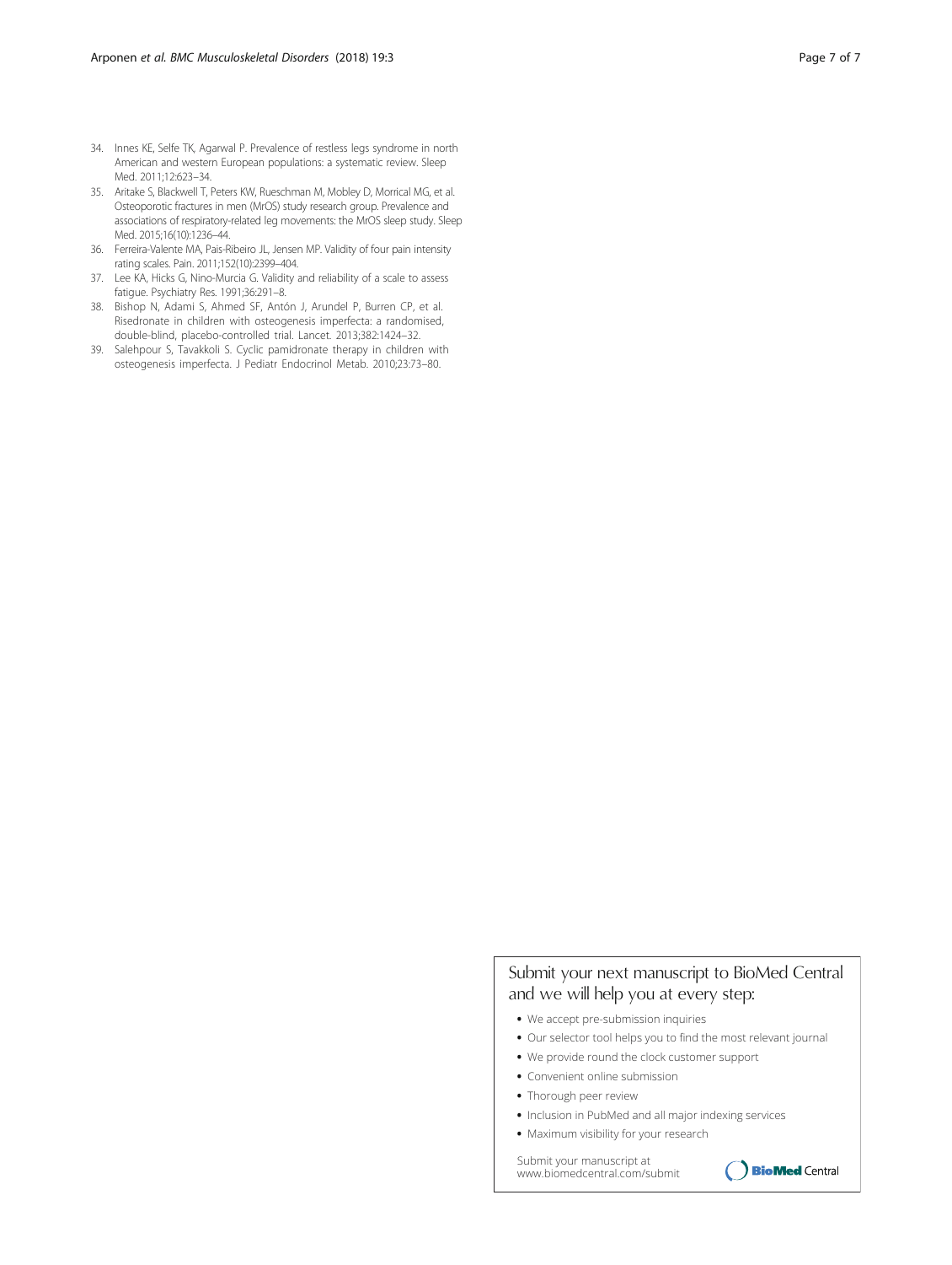34. Innes KE, Selfe TK, Agarwal P. Prevalence of restless legs syndrome in north American and western European populations: a systematic review. Sleep Med. 2011;12:623–34.
35. Aritake S, Blackwell T, Peters KW, Rueschman M, Mobley D, Morrical MG, et al. Osteoporotic fractures in men (MrOS) study research group. Prevalence and associations of respiratory-related leg movements: the MrOS sleep study. Sleep Med. 2015;16(10):1236–44.
36. Ferreira-Valente MA, Pais-Ribeiro JL, Jensen MP. Validity of four pain intensity rating scales. Pain. 2011;152(10):2399–404.
37. Lee KA, Hicks G, Nino-Murcia G. Validity and reliability of a scale to assess fatigue. Psychiatry Res. 1991;36:291–8.
38. Bishop N, Adami S, Ahmed SF, Antón J, Arundel P, Burren CP, et al. Risedronate in children with osteogenesis imperfecta: a randomised, double-blind, placebo-controlled trial. Lancet. 2013;382:1424–32.
39. Salehpour S, Tavakkoli S. Cyclic pamidronate therapy in children with osteogenesis imperfecta. J Pediatr Endocrinol Metab. 2010;23:73–80.

Submit your next manuscript to BioMed Central and we will help you at every step:

- We accept pre-submission inquiries
- Our selector tool helps you to find the most relevant journal
- We provide round the clock customer support
- Convenient online submission
- Thorough peer review
- Inclusion in PubMed and all major indexing services
- Maximum visibility for your research

Submit your manuscript at
www.biomedcentral.com/submit

BioMed Central